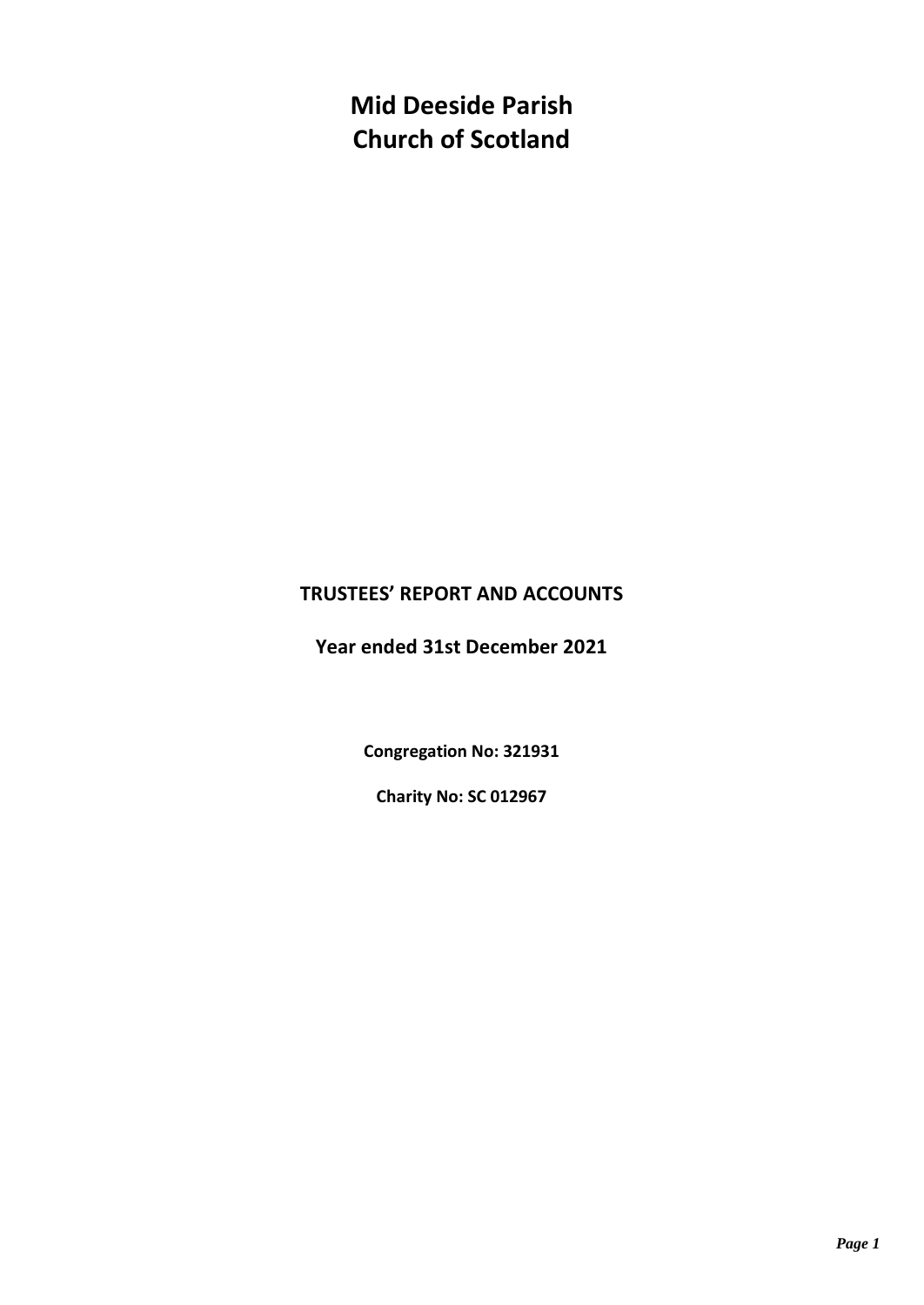# Mid Deeside Parish
# Church of Scotland

## TRUSTEES' REPORT AND ACCOUNTS

### Year ended 31st December 2021

**Congregation No: 321931**

**Charity No: SC 012967**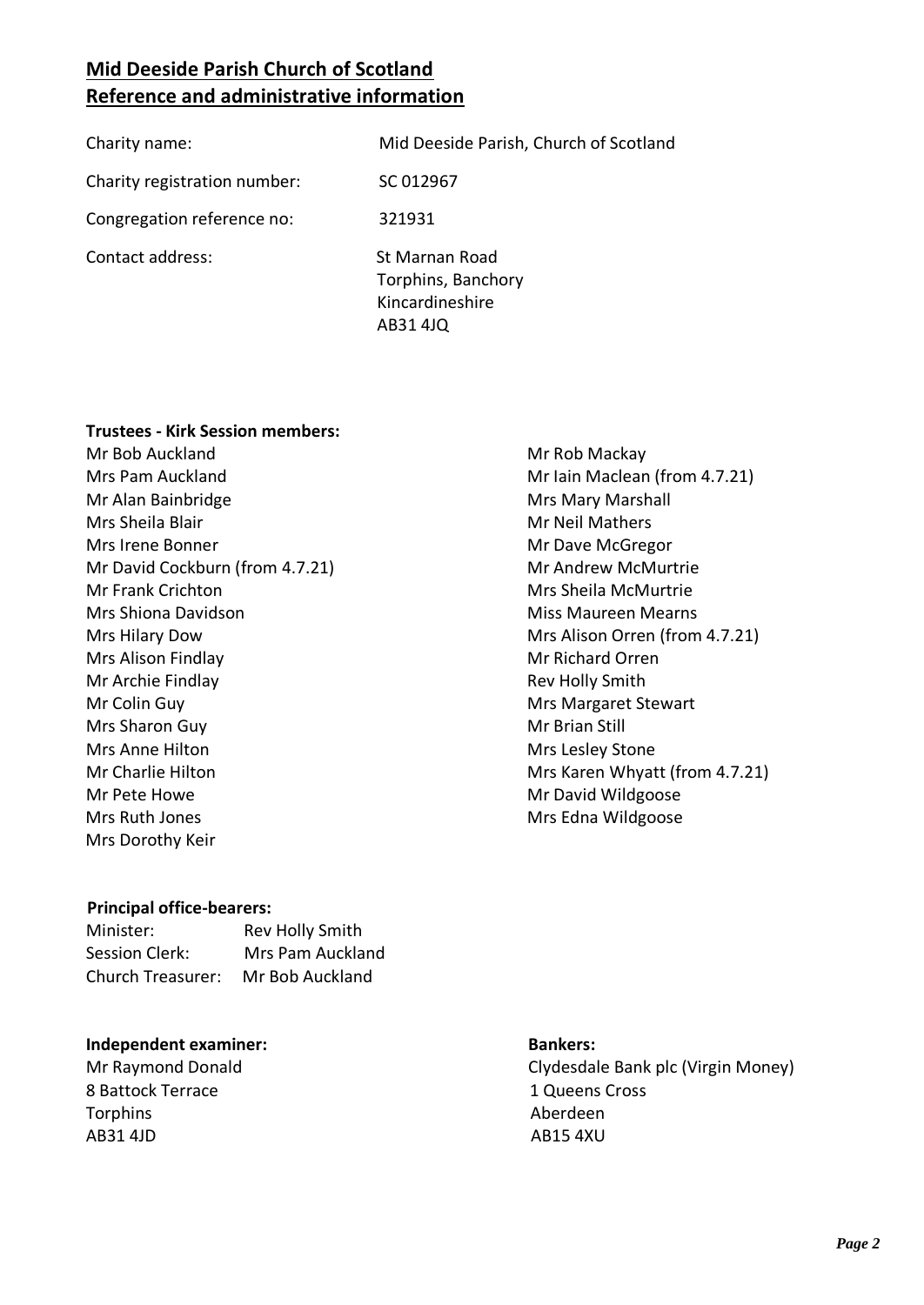## Mid Deeside Parish Church of Scotland
## Reference and administrative information

| | |
|---|---|
| Charity name: | Mid Deeside Parish, Church of Scotland |
| Charity registration number: | SC 012967 |
| Congregation reference no: | 321931 |
| Contact address: | St Marnan Road<br>Torphins, Banchory<br>Kincardineshire<br>AB31 4JQ |

**Trustees - Kirk Session members:**

Mr Bob Auckland
Mrs Pam Auckland
Mr Alan Bainbridge
Mrs Sheila Blair
Mrs Irene Bonner
Mr David Cockburn (from 4.7.21)
Mr Frank Crichton
Mrs Shiona Davidson
Mrs Hilary Dow
Mrs Alison Findlay
Mr Archie Findlay
Mr Colin Guy
Mrs Sharon Guy
Mrs Anne Hilton
Mr Charlie Hilton
Mr Pete Howe
Mrs Ruth Jones
Mrs Dorothy Keir
Mr Rob Mackay
Mr Iain Maclean (from 4.7.21)
Mrs Mary Marshall
Mr Neil Mathers
Mr Dave McGregor
Mr Andrew McMurtrie
Mrs Sheila McMurtrie
Miss Maureen Mearns
Mrs Alison Orren (from 4.7.21)
Mr Richard Orren
Rev Holly Smith
Mrs Margaret Stewart
Mr Brian Still
Mrs Lesley Stone
Mrs Karen Whyatt (from 4.7.21)
Mr David Wildgoose
Mrs Edna Wildgoose

**Principal office-bearers:**

| | |
|---|---|
| Minister: | Rev Holly Smith |
| Session Clerk: | Mrs Pam Auckland |
| Church Treasurer: | Mr Bob Auckland |

**Independent examiner:**
Mr Raymond Donald
8 Battock Terrace
Torphins
AB31 4JD

**Bankers:**
Clydesdale Bank plc (Virgin Money)
1 Queens Cross
Aberdeen
AB15 4XU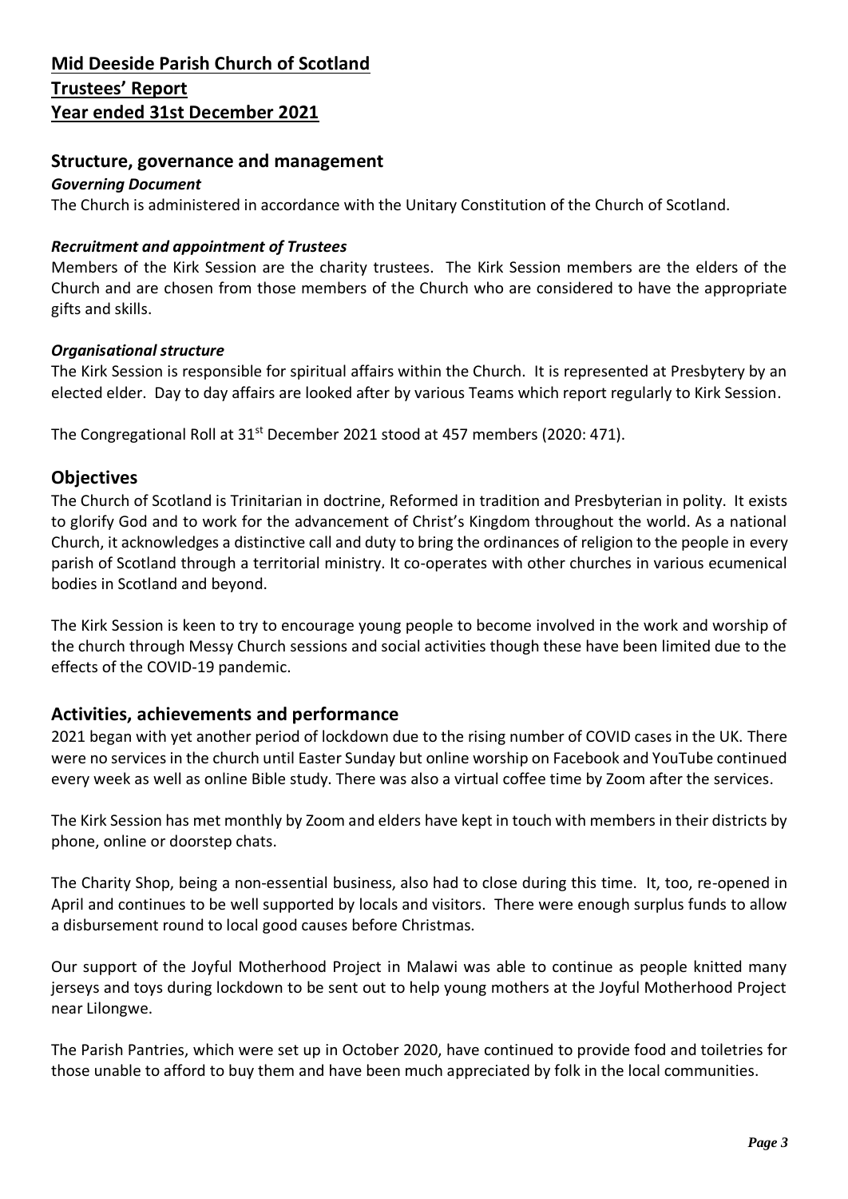# Mid Deeside Parish Church of Scotland
# Trustees' Report
# Year ended 31st December 2021

## Structure, governance and management

### *Governing Document*

The Church is administered in accordance with the Unitary Constitution of the Church of Scotland.

### *Recruitment and appointment of Trustees*

Members of the Kirk Session are the charity trustees. The Kirk Session members are the elders of the Church and are chosen from those members of the Church who are considered to have the appropriate gifts and skills.

### *Organisational structure*

The Kirk Session is responsible for spiritual affairs within the Church. It is represented at Presbytery by an elected elder. Day to day affairs are looked after by various Teams which report regularly to Kirk Session.

The Congregational Roll at 31st December 2021 stood at 457 members (2020: 471).

## Objectives

The Church of Scotland is Trinitarian in doctrine, Reformed in tradition and Presbyterian in polity. It exists to glorify God and to work for the advancement of Christ's Kingdom throughout the world. As a national Church, it acknowledges a distinctive call and duty to bring the ordinances of religion to the people in every parish of Scotland through a territorial ministry. It co-operates with other churches in various ecumenical bodies in Scotland and beyond.

The Kirk Session is keen to try to encourage young people to become involved in the work and worship of the church through Messy Church sessions and social activities though these have been limited due to the effects of the COVID-19 pandemic.

## Activities, achievements and performance

2021 began with yet another period of lockdown due to the rising number of COVID cases in the UK. There were no services in the church until Easter Sunday but online worship on Facebook and YouTube continued every week as well as online Bible study. There was also a virtual coffee time by Zoom after the services.

The Kirk Session has met monthly by Zoom and elders have kept in touch with members in their districts by phone, online or doorstep chats.

The Charity Shop, being a non-essential business, also had to close during this time. It, too, re-opened in April and continues to be well supported by locals and visitors. There were enough surplus funds to allow a disbursement round to local good causes before Christmas.

Our support of the Joyful Motherhood Project in Malawi was able to continue as people knitted many jerseys and toys during lockdown to be sent out to help young mothers at the Joyful Motherhood Project near Lilongwe.

The Parish Pantries, which were set up in October 2020, have continued to provide food and toiletries for those unable to afford to buy them and have been much appreciated by folk in the local communities.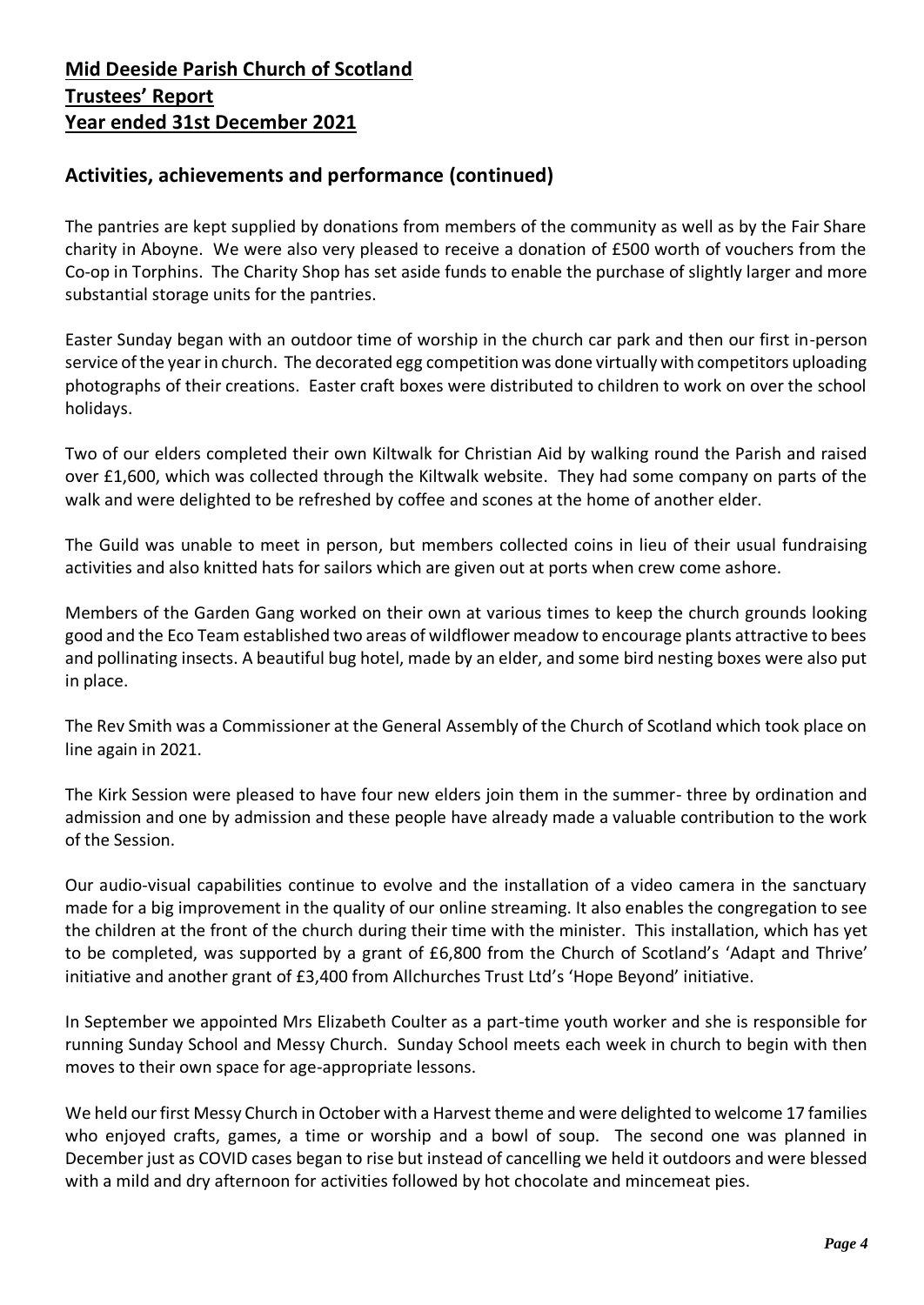## Mid Deeside Parish Church of Scotland
## Trustees' Report
## Year ended 31st December 2021

### Activities, achievements and performance (continued)

The pantries are kept supplied by donations from members of the community as well as by the Fair Share charity in Aboyne. We were also very pleased to receive a donation of £500 worth of vouchers from the Co-op in Torphins. The Charity Shop has set aside funds to enable the purchase of slightly larger and more substantial storage units for the pantries.

Easter Sunday began with an outdoor time of worship in the church car park and then our first in-person service of the year in church. The decorated egg competition was done virtually with competitors uploading photographs of their creations. Easter craft boxes were distributed to children to work on over the school holidays.

Two of our elders completed their own Kiltwalk for Christian Aid by walking round the Parish and raised over £1,600, which was collected through the Kiltwalk website. They had some company on parts of the walk and were delighted to be refreshed by coffee and scones at the home of another elder.

The Guild was unable to meet in person, but members collected coins in lieu of their usual fundraising activities and also knitted hats for sailors which are given out at ports when crew come ashore.

Members of the Garden Gang worked on their own at various times to keep the church grounds looking good and the Eco Team established two areas of wildflower meadow to encourage plants attractive to bees and pollinating insects. A beautiful bug hotel, made by an elder, and some bird nesting boxes were also put in place.

The Rev Smith was a Commissioner at the General Assembly of the Church of Scotland which took place on line again in 2021.

The Kirk Session were pleased to have four new elders join them in the summer- three by ordination and admission and one by admission and these people have already made a valuable contribution to the work of the Session.

Our audio-visual capabilities continue to evolve and the installation of a video camera in the sanctuary made for a big improvement in the quality of our online streaming. It also enables the congregation to see the children at the front of the church during their time with the minister. This installation, which has yet to be completed, was supported by a grant of £6,800 from the Church of Scotland's 'Adapt and Thrive' initiative and another grant of £3,400 from Allchurches Trust Ltd's 'Hope Beyond' initiative.

In September we appointed Mrs Elizabeth Coulter as a part-time youth worker and she is responsible for running Sunday School and Messy Church. Sunday School meets each week in church to begin with then moves to their own space for age-appropriate lessons.

We held our first Messy Church in October with a Harvest theme and were delighted to welcome 17 families who enjoyed crafts, games, a time or worship and a bowl of soup. The second one was planned in December just as COVID cases began to rise but instead of cancelling we held it outdoors and were blessed with a mild and dry afternoon for activities followed by hot chocolate and mincemeat pies.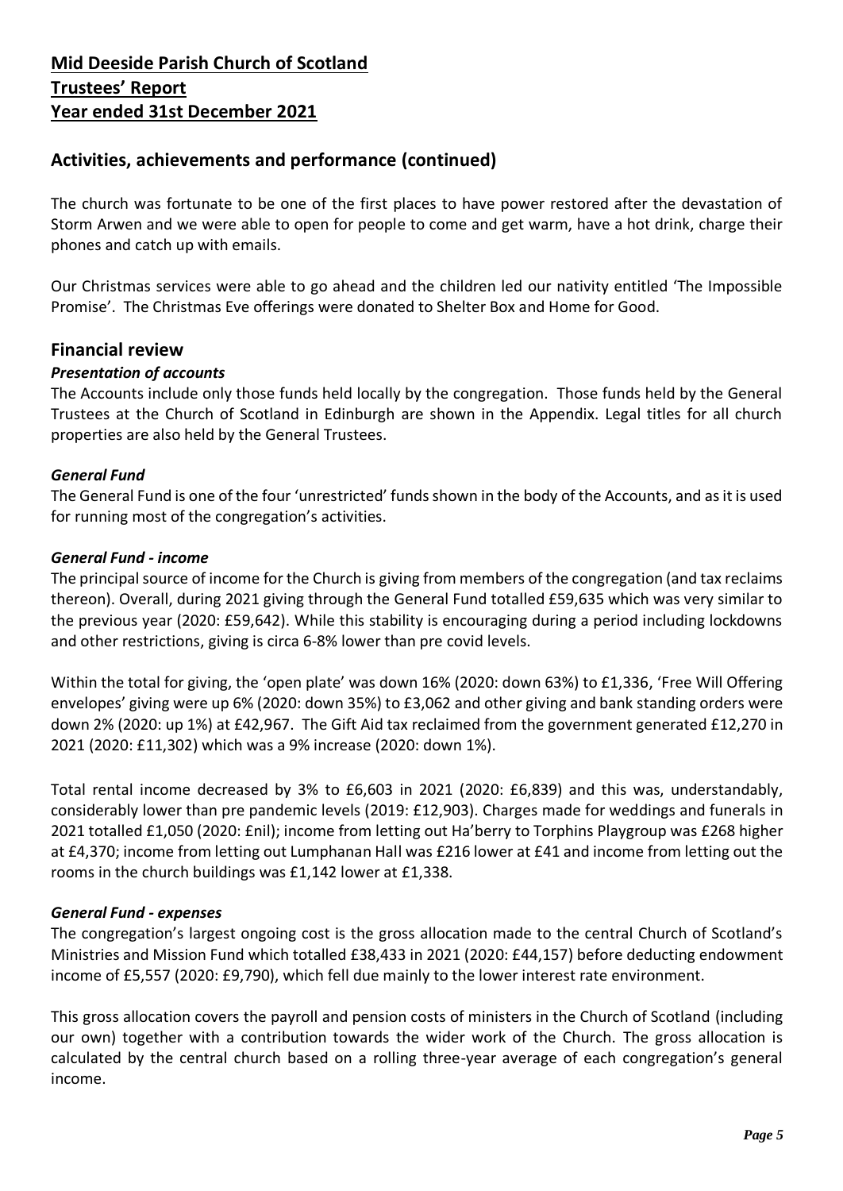## Activities, achievements and performance (continued)

The church was fortunate to be one of the first places to have power restored after the devastation of Storm Arwen and we were able to open for people to come and get warm, have a hot drink, charge their phones and catch up with emails.

Our Christmas services were able to go ahead and the children led our nativity entitled 'The Impossible Promise'. The Christmas Eve offerings were donated to Shelter Box and Home for Good.

## Financial review

### *Presentation of accounts*

The Accounts include only those funds held locally by the congregation. Those funds held by the General Trustees at the Church of Scotland in Edinburgh are shown in the Appendix. Legal titles for all church properties are also held by the General Trustees.

### *General Fund*

The General Fund is one of the four 'unrestricted' funds shown in the body of the Accounts, and as it is used for running most of the congregation's activities.

### *General Fund - income*

The principal source of income for the Church is giving from members of the congregation (and tax reclaims thereon). Overall, during 2021 giving through the General Fund totalled £59,635 which was very similar to the previous year (2020: £59,642). While this stability is encouraging during a period including lockdowns and other restrictions, giving is circa 6-8% lower than pre covid levels.

Within the total for giving, the 'open plate' was down 16% (2020: down 63%) to £1,336, 'Free Will Offering envelopes' giving were up 6% (2020: down 35%) to £3,062 and other giving and bank standing orders were down 2% (2020: up 1%) at £42,967. The Gift Aid tax reclaimed from the government generated £12,270 in 2021 (2020: £11,302) which was a 9% increase (2020: down 1%).

Total rental income decreased by 3% to £6,603 in 2021 (2020: £6,839) and this was, understandably, considerably lower than pre pandemic levels (2019: £12,903). Charges made for weddings and funerals in 2021 totalled £1,050 (2020: £nil); income from letting out Ha'berry to Torphins Playgroup was £268 higher at £4,370; income from letting out Lumphanan Hall was £216 lower at £41 and income from letting out the rooms in the church buildings was £1,142 lower at £1,338.

### *General Fund - expenses*

The congregation's largest ongoing cost is the gross allocation made to the central Church of Scotland's Ministries and Mission Fund which totalled £38,433 in 2021 (2020: £44,157) before deducting endowment income of £5,557 (2020: £9,790), which fell due mainly to the lower interest rate environment.

This gross allocation covers the payroll and pension costs of ministers in the Church of Scotland (including our own) together with a contribution towards the wider work of the Church. The gross allocation is calculated by the central church based on a rolling three-year average of each congregation's general income.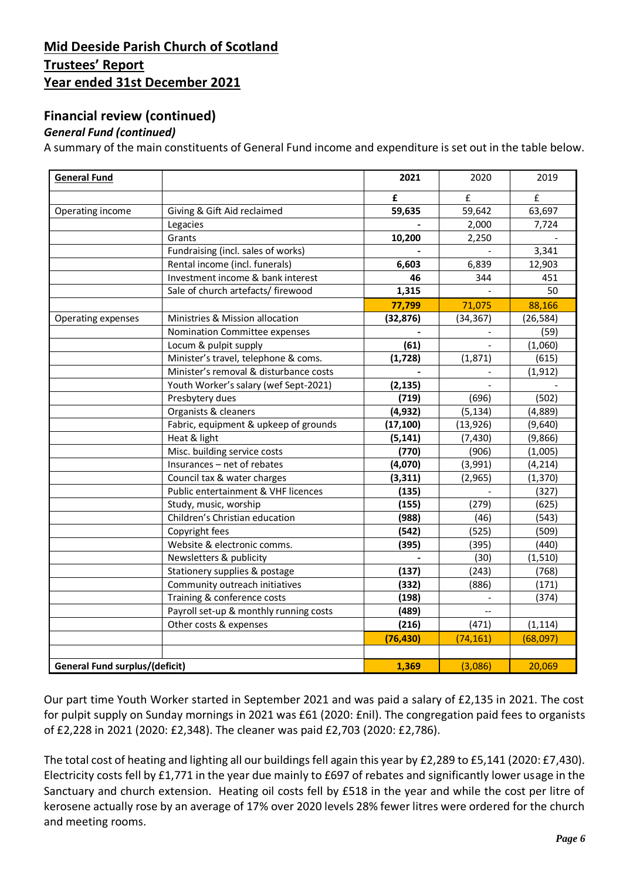# Mid Deeside Parish Church of Scotland

## Trustees' Report

## Year ended 31st December 2021

## Financial review (continued)

### *General Fund (continued)*

A summary of the main constituents of General Fund income and expenditure is set out in the table below.

| General Fund | | 2021 | 2020 | 2019 |
|---|---|---|---|---|
| | | **£** | £ | £ |
| Operating income | Giving & Gift Aid reclaimed | **59,635** | 59,642 | 63,697 |
| | Legacies | **-** | 2,000 | 7,724 |
| | Grants | **10,200** | 2,250 | - |
| | Fundraising (incl. sales of works) | **-** | - | 3,341 |
| | Rental income (incl. funerals) | **6,603** | 6,839 | 12,903 |
| | Investment income & bank interest | **46** | 344 | 451 |
| | Sale of church artefacts/ firewood | **1,315** | - | 50 |
| | | **77,799** | 71,075 | 88,166 |
| Operating expenses | Ministries & Mission allocation | **(32,876)** | (34,367) | (26,584) |
| | Nomination Committee expenses | **-** | - | (59) |
| | Locum & pulpit supply | **(61)** | - | (1,060) |
| | Minister's travel, telephone & coms. | **(1,728)** | (1,871) | (615) |
| | Minister's removal & disturbance costs | **-** | - | (1,912) |
| | Youth Worker's salary (wef Sept-2021) | **(2,135)** | - | - |
| | Presbytery dues | **(719)** | (696) | (502) |
| | Organists & cleaners | **(4,932)** | (5,134) | (4,889) |
| | Fabric, equipment & upkeep of grounds | **(17,100)** | (13,926) | (9,640) |
| | Heat & light | **(5,141)** | (7,430) | (9,866) |
| | Misc. building service costs | **(770)** | (906) | (1,005) |
| | Insurances – net of rebates | **(4,070)** | (3,991) | (4,214) |
| | Council tax & water charges | **(3,311)** | (2,965) | (1,370) |
| | Public entertainment & VHF licences | **(135)** | - | (327) |
| | Study, music, worship | **(155)** | (279) | (625) |
| | Children's Christian education | **(988)** | (46) | (543) |
| | Copyright fees | **(542)** | (525) | (509) |
| | Website & electronic comms. | **(395)** | (395) | (440) |
| | Newsletters & publicity | **-** | (30) | (1,510) |
| | Stationery supplies & postage | **(137)** | (243) | (768) |
| | Community outreach initiatives | **(332)** | (886) | (171) |
| | Training & conference costs | **(198)** | - | (374) |
| | Payroll set-up & monthly running costs | **(489)** | -- | |
| | Other costs & expenses | **(216)** | (471) | (1,114) |
| | | **(76,430)** | (74,161) | (68,097) |
| | | | | |
| **General Fund surplus/(deficit)** | | **1,369** | (3,086) | 20,069 |

Our part time Youth Worker started in September 2021 and was paid a salary of £2,135 in 2021. The cost for pulpit supply on Sunday mornings in 2021 was £61 (2020: £nil). The congregation paid fees to organists of £2,228 in 2021 (2020: £2,348). The cleaner was paid £2,703 (2020: £2,786).

The total cost of heating and lighting all our buildings fell again this year by £2,289 to £5,141 (2020: £7,430). Electricity costs fell by £1,771 in the year due mainly to £697 of rebates and significantly lower usage in the Sanctuary and church extension. Heating oil costs fell by £518 in the year and while the cost per litre of kerosene actually rose by an average of 17% over 2020 levels 28% fewer litres were ordered for the church and meeting rooms.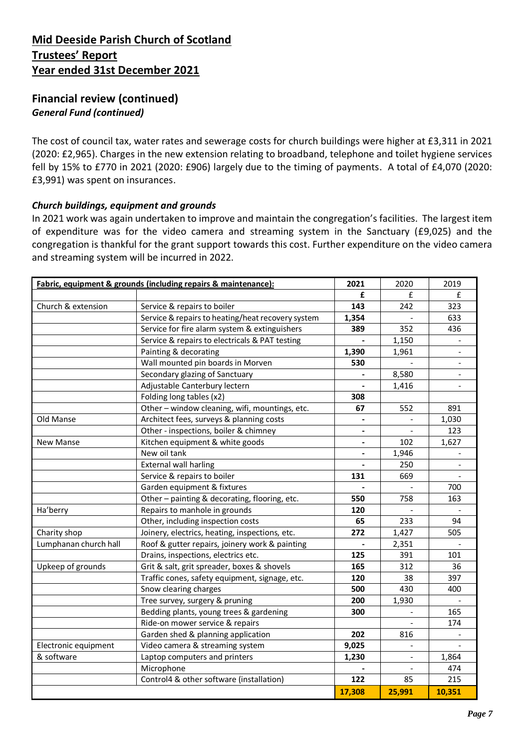# Mid Deeside Parish Church of Scotland
# Trustees' Report
# Year ended 31st December 2021

## Financial review (continued)

***General Fund (continued)***

The cost of council tax, water rates and sewerage costs for church buildings were higher at £3,311 in 2021 (2020: £2,965). Charges in the new extension relating to broadband, telephone and toilet hygiene services fell by 15% to £770 in 2021 (2020: £906) largely due to the timing of payments. A total of £4,070 (2020: £3,991) was spent on insurances.

### *Church buildings, equipment and grounds*

In 2021 work was again undertaken to improve and maintain the congregation's facilities. The largest item of expenditure was for the video camera and streaming system in the Sanctuary (£9,025) and the congregation is thankful for the grant support towards this cost. Further expenditure on the video camera and streaming system will be incurred in 2022.

| **Fabric, equipment & grounds (including repairs & maintenance):** | | **2021** | 2020 | 2019 |
|---|---|---|---|---|
| | | **£** | £ | £ |
| Church & extension | Service & repairs to boiler | **143** | 242 | 323 |
| | Service & repairs to heating/heat recovery system | **1,354** | - | 633 |
| | Service for fire alarm system & extinguishers | **389** | 352 | 436 |
| | Service & repairs to electricals & PAT testing | **-** | 1,150 | - |
| | Painting & decorating | **1,390** | 1,961 | - |
| | Wall mounted pin boards in Morven | **530** | - | - |
| | Secondary glazing of Sanctuary | **-** | 8,580 | - |
| | Adjustable Canterbury lectern | **-** | 1,416 | - |
| | Folding long tables (x2) | **308** | | |
| | Other – window cleaning, wifi, mountings, etc. | **67** | 552 | 891 |
| Old Manse | Architect fees, surveys & planning costs | **-** | - | 1,030 |
| | Other - inspections, boiler & chimney | **-** | - | 123 |
| New Manse | Kitchen equipment & white goods | **-** | 102 | 1,627 |
| | New oil tank | **-** | 1,946 | - |
| | External wall harling | **-** | 250 | - |
| | Service & repairs to boiler | **131** | 669 | - |
| | Garden equipment & fixtures | **-** | - | 700 |
| | Other – painting & decorating, flooring, etc. | **550** | 758 | 163 |
| Ha'berry | Repairs to manhole in grounds | **120** | - | - |
| | Other, including inspection costs | **65** | 233 | 94 |
| Charity shop | Joinery, electrics, heating, inspections, etc. | **272** | 1,427 | 505 |
| Lumphanan church hall | Roof & gutter repairs, joinery work & painting | **-** | 2,351 | - |
| | Drains, inspections, electrics etc. | **125** | 391 | 101 |
| Upkeep of grounds | Grit & salt, grit spreader, boxes & shovels | **165** | 312 | 36 |
| | Traffic cones, safety equipment, signage, etc. | **120** | 38 | 397 |
| | Snow clearing charges | **500** | 430 | 400 |
| | Tree survey, surgery & pruning | **200** | 1,930 | - |
| | Bedding plants, young trees & gardening | **300** | - | 165 |
| | Ride-on mower service & repairs | | - | 174 |
| | Garden shed & planning application | **202** | 816 | - |
| Electronic equipment | Video camera & streaming system | **9,025** | - | - |
| & software | Laptop computers and printers | **1,230** | - | 1,864 |
| | Microphone | **-** | - | 474 |
| | Control4 & other software (installation) | **122** | 85 | 215 |
| | | **17,308** | **25,991** | **10,351** |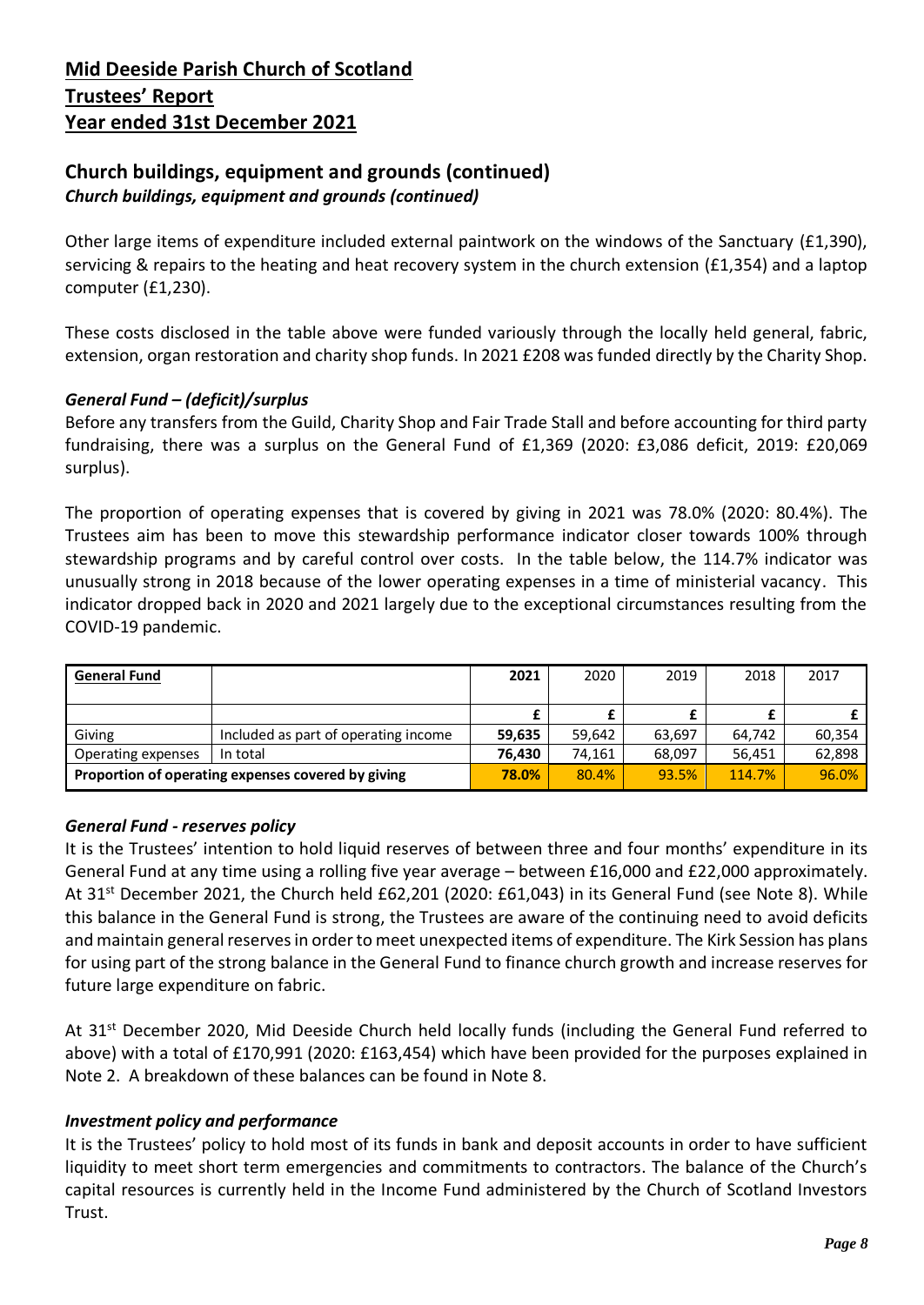# Mid Deeside Parish Church of Scotland
# Trustees' Report
# Year ended 31st December 2021

## Church buildings, equipment and grounds (continued)

***Church buildings, equipment and grounds (continued)***

Other large items of expenditure included external paintwork on the windows of the Sanctuary (£1,390), servicing & repairs to the heating and heat recovery system in the church extension (£1,354) and a laptop computer (£1,230).

These costs disclosed in the table above were funded variously through the locally held general, fabric, extension, organ restoration and charity shop funds. In 2021 £208 was funded directly by the Charity Shop.

### *General Fund – (deficit)/surplus*

Before any transfers from the Guild, Charity Shop and Fair Trade Stall and before accounting for third party fundraising, there was a surplus on the General Fund of £1,369 (2020: £3,086 deficit, 2019: £20,069 surplus).

The proportion of operating expenses that is covered by giving in 2021 was 78.0% (2020: 80.4%). The Trustees aim has been to move this stewardship performance indicator closer towards 100% through stewardship programs and by careful control over costs. In the table below, the 114.7% indicator was unusually strong in 2018 because of the lower operating expenses in a time of ministerial vacancy. This indicator dropped back in 2020 and 2021 largely due to the exceptional circumstances resulting from the COVID-19 pandemic.

| **General Fund** | | **2021** | 2020 | 2019 | 2018 | 2017 |
|---|---|---|---|---|---|---|
| | | **£** | **£** | **£** | **£** | **£** |
| Giving | Included as part of operating income | **59,635** | 59,642 | 63,697 | 64,742 | 60,354 |
| Operating expenses | In total | **76,430** | 74,161 | 68,097 | 56,451 | 62,898 |
| **Proportion of operating expenses covered by giving** | | **78.0%** | 80.4% | 93.5% | 114.7% | 96.0% |

### *General Fund - reserves policy*

It is the Trustees' intention to hold liquid reserves of between three and four months' expenditure in its General Fund at any time using a rolling five year average – between £16,000 and £22,000 approximately. At 31st December 2021, the Church held £62,201 (2020: £61,043) in its General Fund (see Note 8). While this balance in the General Fund is strong, the Trustees are aware of the continuing need to avoid deficits and maintain general reserves in order to meet unexpected items of expenditure. The Kirk Session has plans for using part of the strong balance in the General Fund to finance church growth and increase reserves for future large expenditure on fabric.

At 31st December 2020, Mid Deeside Church held locally funds (including the General Fund referred to above) with a total of £170,991 (2020: £163,454) which have been provided for the purposes explained in Note 2. A breakdown of these balances can be found in Note 8.

### *Investment policy and performance*

It is the Trustees' policy to hold most of its funds in bank and deposit accounts in order to have sufficient liquidity to meet short term emergencies and commitments to contractors. The balance of the Church's capital resources is currently held in the Income Fund administered by the Church of Scotland Investors Trust.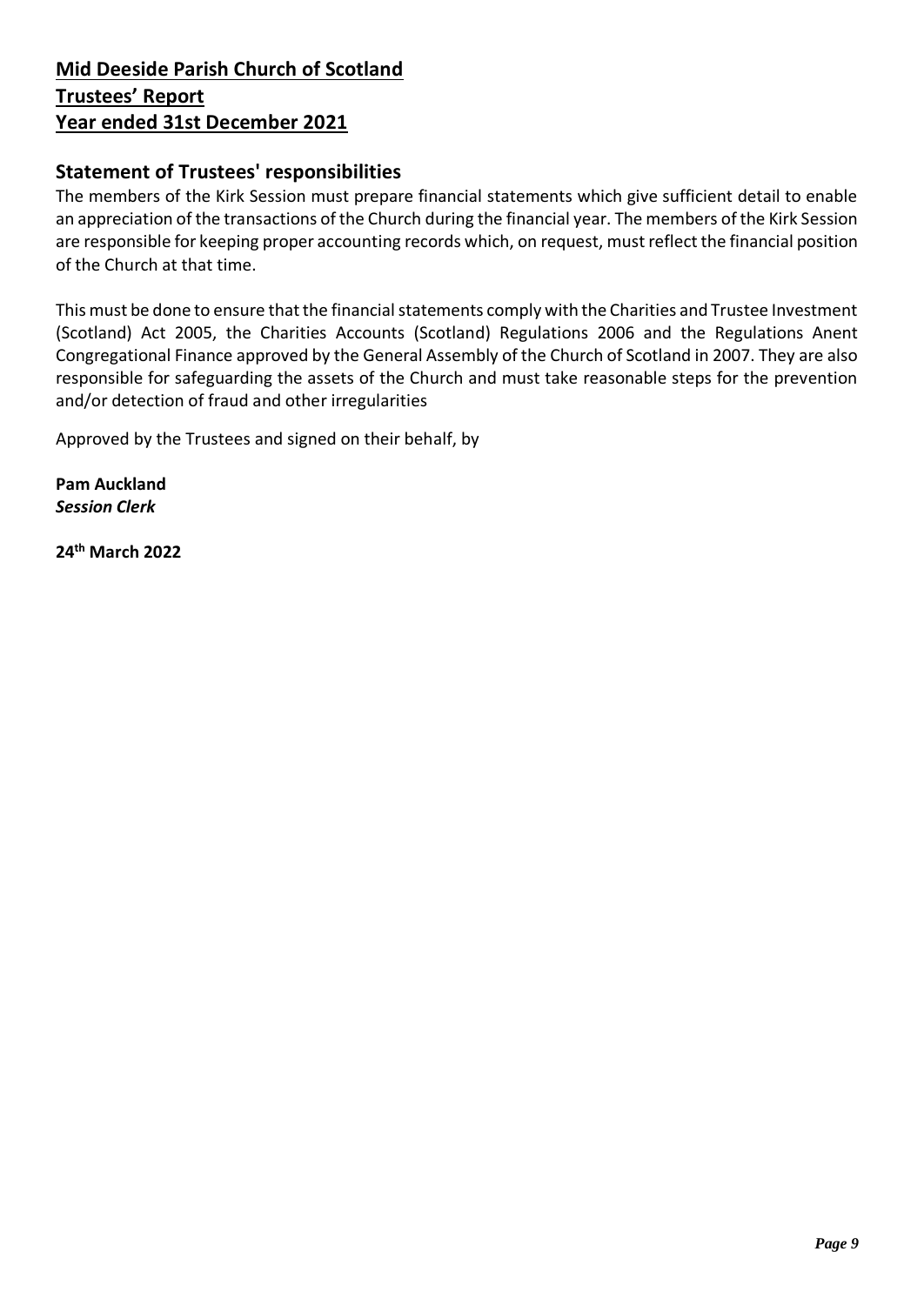**Mid Deeside Parish Church of Scotland**
**Trustees' Report**
**Year ended 31st December 2021**

## Statement of Trustees' responsibilities

The members of the Kirk Session must prepare financial statements which give sufficient detail to enable an appreciation of the transactions of the Church during the financial year. The members of the Kirk Session are responsible for keeping proper accounting records which, on request, must reflect the financial position of the Church at that time.

This must be done to ensure that the financial statements comply with the Charities and Trustee Investment (Scotland) Act 2005, the Charities Accounts (Scotland) Regulations 2006 and the Regulations Anent Congregational Finance approved by the General Assembly of the Church of Scotland in 2007. They are also responsible for safeguarding the assets of the Church and must take reasonable steps for the prevention and/or detection of fraud and other irregularities

Approved by the Trustees and signed on their behalf, by

**Pam Auckland**
***Session Clerk***

**24th March 2022**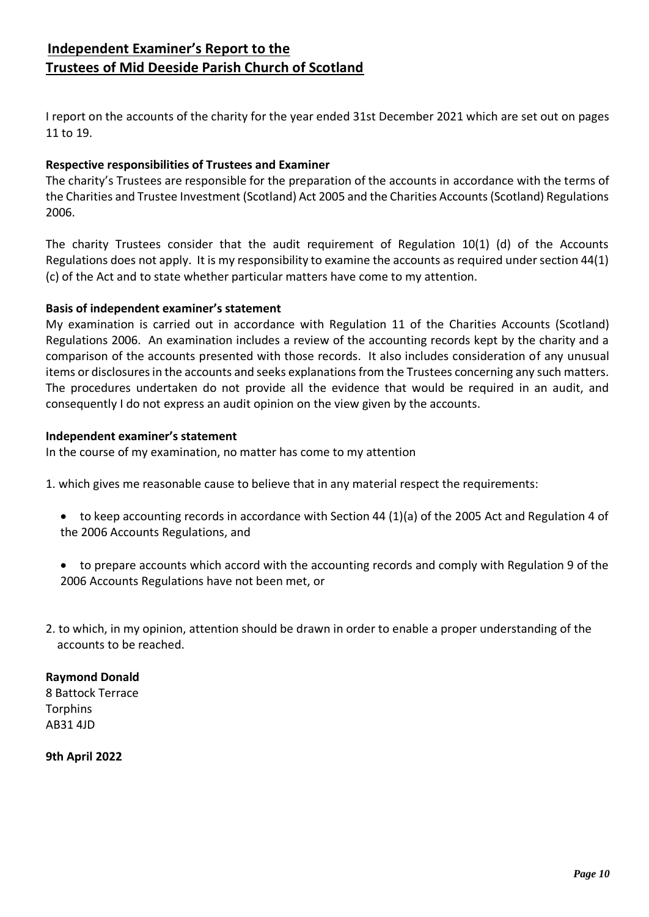# Independent Examiner's Report to the Trustees of Mid Deeside Parish Church of Scotland

I report on the accounts of the charity for the year ended 31st December 2021 which are set out on pages 11 to 19.

**Respective responsibilities of Trustees and Examiner**

The charity's Trustees are responsible for the preparation of the accounts in accordance with the terms of the Charities and Trustee Investment (Scotland) Act 2005 and the Charities Accounts (Scotland) Regulations 2006.

The charity Trustees consider that the audit requirement of Regulation 10(1) (d) of the Accounts Regulations does not apply. It is my responsibility to examine the accounts as required under section 44(1) (c) of the Act and to state whether particular matters have come to my attention.

**Basis of independent examiner's statement**

My examination is carried out in accordance with Regulation 11 of the Charities Accounts (Scotland) Regulations 2006. An examination includes a review of the accounting records kept by the charity and a comparison of the accounts presented with those records. It also includes consideration of any unusual items or disclosures in the accounts and seeks explanations from the Trustees concerning any such matters. The procedures undertaken do not provide all the evidence that would be required in an audit, and consequently I do not express an audit opinion on the view given by the accounts.

**Independent examiner's statement**

In the course of my examination, no matter has come to my attention

1. which gives me reasonable cause to believe that in any material respect the requirements:

- to keep accounting records in accordance with Section 44 (1)(a) of the 2005 Act and Regulation 4 of the 2006 Accounts Regulations, and

- to prepare accounts which accord with the accounting records and comply with Regulation 9 of the 2006 Accounts Regulations have not been met, or

2. to which, in my opinion, attention should be drawn in order to enable a proper understanding of the accounts to be reached.

**Raymond Donald**
8 Battock Terrace
Torphins
AB31 4JD

**9th April 2022**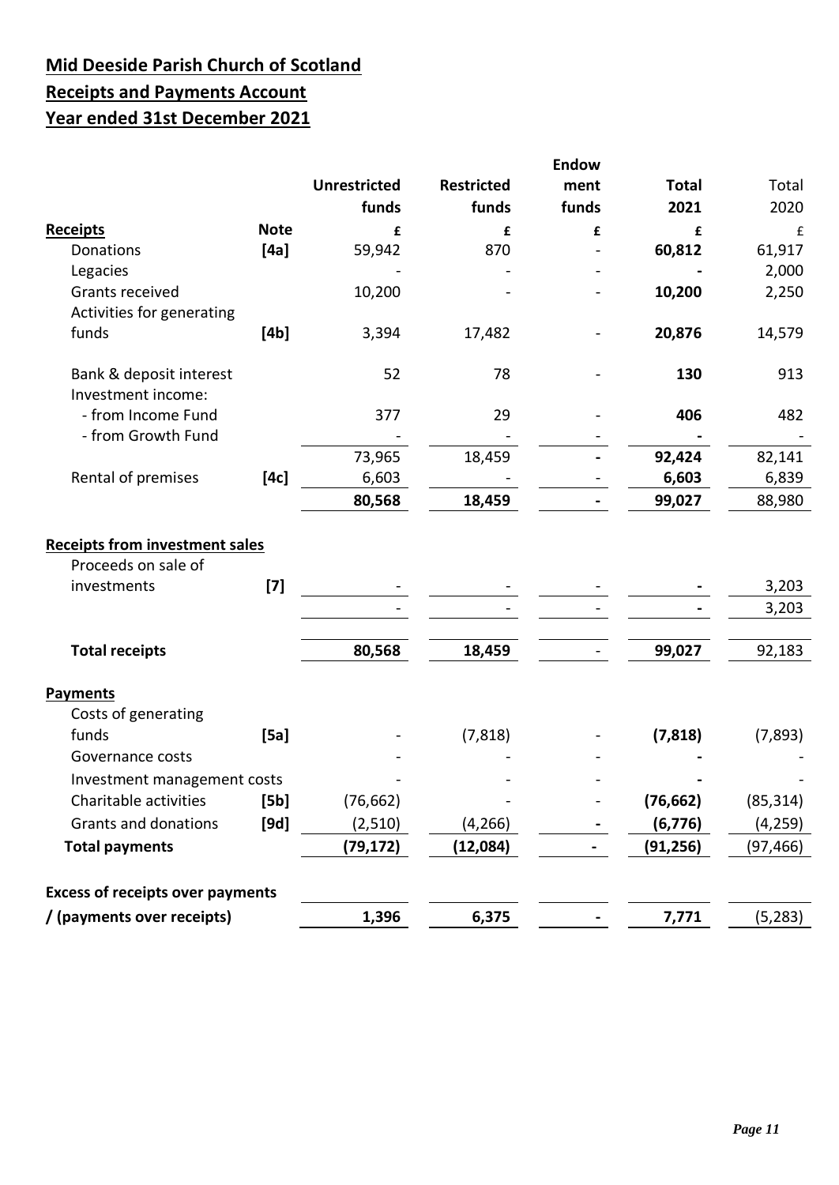# Mid Deeside Parish Church of Scotland

## Receipts and Payments Account

## Year ended 31st December 2021

| | Note | Unrestricted funds | Restricted funds | Endowment funds | Total 2021 | Total 2020 |
|---|---|---|---|---|---|---|
| **Receipts** | | £ | £ | £ | £ | £ |
| Donations | [4a] | 59,942 | 870 | - | **60,812** | 61,917 |
| Legacies | | - | - | - | **-** | 2,000 |
| Grants received | | 10,200 | - | - | **10,200** | 2,250 |
| Activities for generating funds | [4b] | 3,394 | 17,482 | - | **20,876** | 14,579 |
| Bank & deposit interest | | 52 | 78 | - | **130** | 913 |
| Investment income: | | | | | | |
| - from Income Fund | | 377 | 29 | - | **406** | 482 |
| - from Growth Fund | | - | - | - | **-** | - |
| | | 73,965 | 18,459 | **-** | **92,424** | 82,141 |
| Rental of premises | [4c] | 6,603 | - | - | **6,603** | 6,839 |
| | | **80,568** | **18,459** | **-** | **99,027** | 88,980 |
| **Receipts from investment sales** | | | | | | |
| Proceeds on sale of investments | [7] | - | - | - | **-** | 3,203 |
| | | - | - | - | **-** | 3,203 |
| **Total receipts** | | **80,568** | **18,459** | - | **99,027** | 92,183 |
| **Payments** | | | | | | |
| Costs of generating funds | [5a] | - | (7,818) | - | **(7,818)** | (7,893) |
| Governance costs | | - | - | - | **-** | - |
| Investment management costs | | - | - | - | **-** | - |
| Charitable activities | [5b] | (76,662) | - | - | **(76,662)** | (85,314) |
| Grants and donations | [9d] | (2,510) | (4,266) | **-** | **(6,776)** | (4,259) |
| **Total payments** | | **(79,172)** | **(12,084)** | **-** | **(91,256)** | (97,466) |
| **Excess of receipts over payments / (payments over receipts)** | | **1,396** | **6,375** | **-** | **7,771** | (5,283) |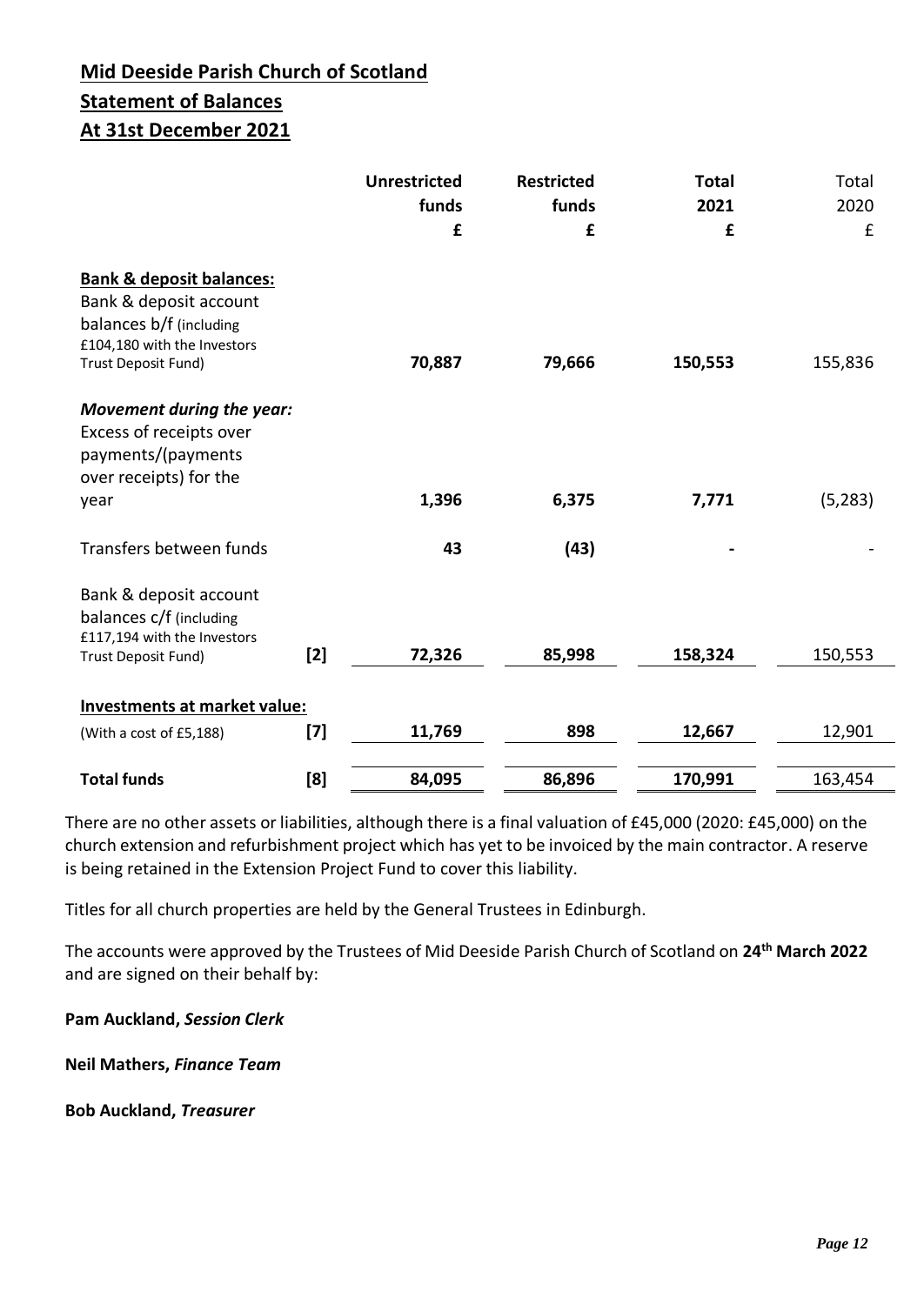# Mid Deeside Parish Church of Scotland

## Statement of Balances

## At 31st December 2021

| | | Unrestricted funds £ | Restricted funds £ | Total 2021 £ | Total 2020 £ |
|---|---|---|---|---|---|
| **Bank & deposit balances:** | | | | | |
| Bank & deposit account balances b/f (including £104,180 with the Investors Trust Deposit Fund) | | **70,887** | **79,666** | **150,553** | 155,836 |
| ***Movement during the year:*** | | | | | |
| Excess of receipts over payments/(payments over receipts) for the year | | **1,396** | **6,375** | **7,771** | (5,283) |
| Transfers between funds | | **43** | **(43)** | **-** | - |
| Bank & deposit account balances c/f (including £117,194 with the Investors Trust Deposit Fund) | [2] | **72,326** | **85,998** | **158,324** | 150,553 |
| **Investments at market value:** | | | | | |
| (With a cost of £5,188) | [7] | **11,769** | **898** | **12,667** | 12,901 |
| **Total funds** | **[8]** | **84,095** | **86,896** | **170,991** | 163,454 |

There are no other assets or liabilities, although there is a final valuation of £45,000 (2020: £45,000) on the church extension and refurbishment project which has yet to be invoiced by the main contractor. A reserve is being retained in the Extension Project Fund to cover this liability.

Titles for all church properties are held by the General Trustees in Edinburgh.

The accounts were approved by the Trustees of Mid Deeside Parish Church of Scotland on **24th March 2022** and are signed on their behalf by:

**Pam Auckland, *Session Clerk***

**Neil Mathers, *Finance Team***

**Bob Auckland, *Treasurer***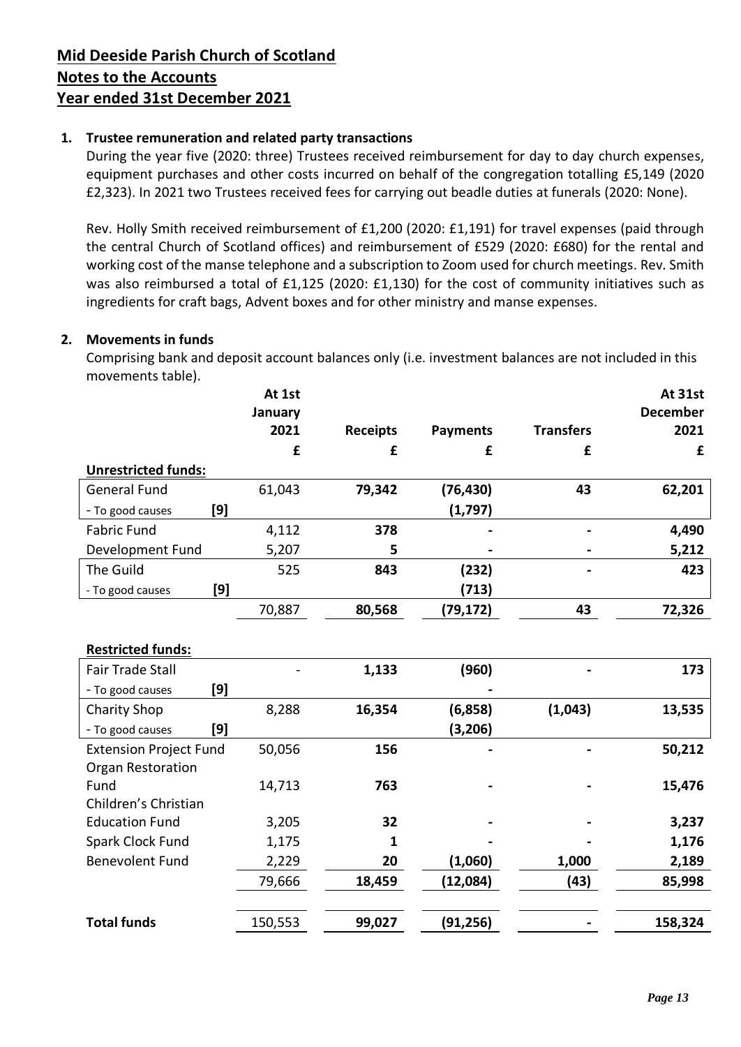# Mid Deeside Parish Church of Scotland
## Notes to the Accounts
## Year ended 31st December 2021

**1. Trustee remuneration and related party transactions**

During the year five (2020: three) Trustees received reimbursement for day to day church expenses, equipment purchases and other costs incurred on behalf of the congregation totalling £5,149 (2020 £2,323). In 2021 two Trustees received fees for carrying out beadle duties at funerals (2020: None).

Rev. Holly Smith received reimbursement of £1,200 (2020: £1,191) for travel expenses (paid through the central Church of Scotland offices) and reimbursement of £529 (2020: £680) for the rental and working cost of the manse telephone and a subscription to Zoom used for church meetings. Rev. Smith was also reimbursed a total of £1,125 (2020: £1,130) for the cost of community initiatives such as ingredients for craft bags, Advent boxes and for other ministry and manse expenses.

**2. Movements in funds**

Comprising bank and deposit account balances only (i.e. investment balances are not included in this movements table).

| | At 1st January 2021 | Receipts | Payments | Transfers | At 31st December 2021 |
|---|---|---|---|---|---|
| | £ | £ | £ | £ | £ |
| **Unrestricted funds:** | | | | | |
| General Fund | 61,043 | **79,342** | **(76,430)** | **43** | **62,201** |
| - To good causes [9] | | | **(1,797)** | | |
| Fabric Fund | 4,112 | **378** | **-** | **-** | **4,490** |
| Development Fund | 5,207 | **5** | **-** | **-** | **5,212** |
| The Guild | 525 | **843** | **(232)** | **-** | **423** |
| - To good causes [9] | | | **(713)** | | |
| | 70,887 | **80,568** | **(79,172)** | **43** | **72,326** |
| **Restricted funds:** | | | | | |
| Fair Trade Stall | - | **1,133** | **(960)** | **-** | **173** |
| - To good causes [9] | | | **-** | | |
| Charity Shop | 8,288 | **16,354** | **(6,858)** | **(1,043)** | **13,535** |
| - To good causes [9] | | | **(3,206)** | | |
| Extension Project Fund | 50,056 | **156** | **-** | **-** | **50,212** |
| Organ Restoration Fund | 14,713 | **763** | **-** | **-** | **15,476** |
| Children's Christian Education Fund | 3,205 | **32** | **-** | **-** | **3,237** |
| Spark Clock Fund | 1,175 | **1** | **-** | **-** | **1,176** |
| Benevolent Fund | 2,229 | **20** | **(1,060)** | **1,000** | **2,189** |
| | 79,666 | **18,459** | **(12,084)** | **(43)** | **85,998** |
| **Total funds** | 150,553 | **99,027** | **(91,256)** | **-** | **158,324** |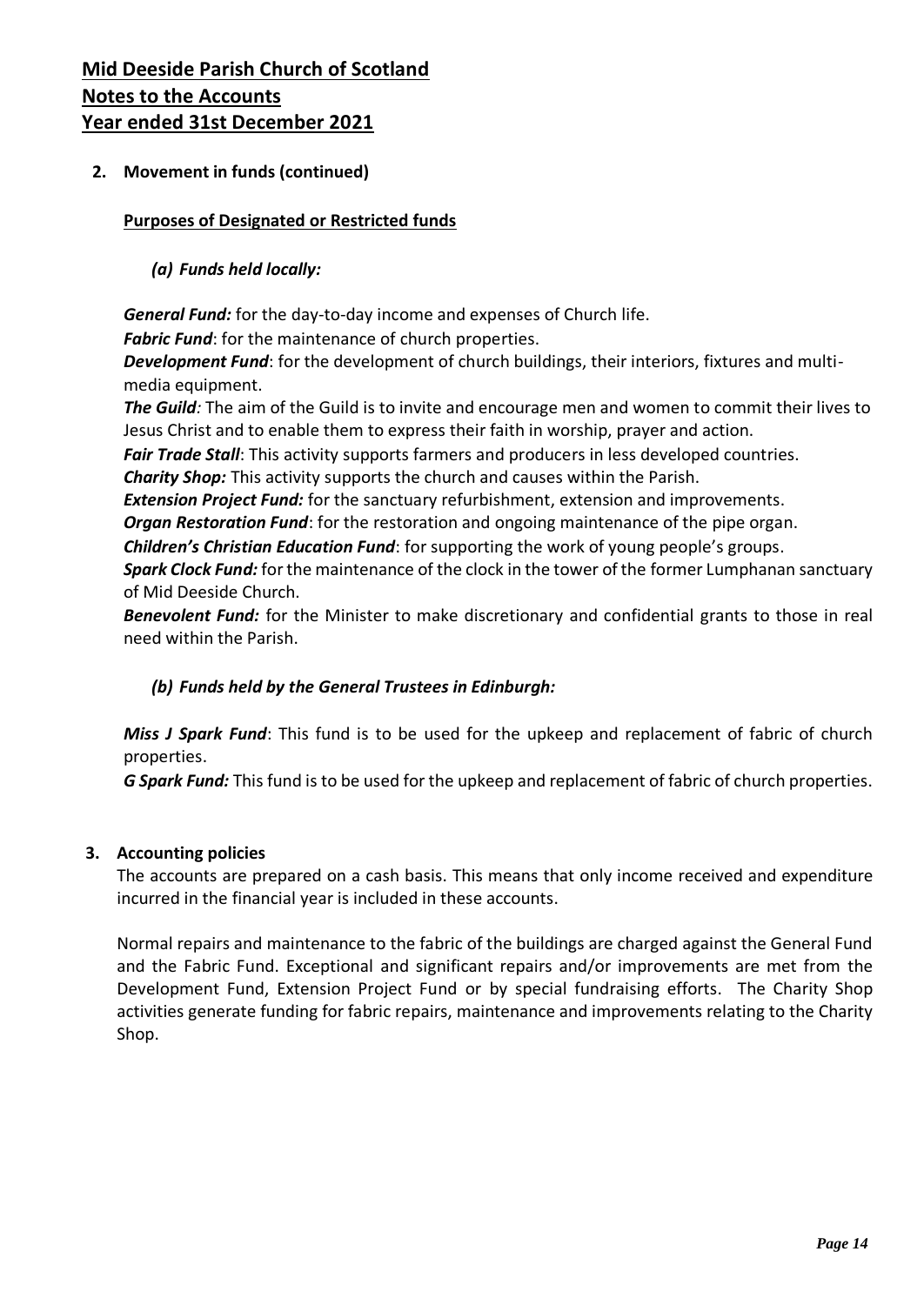# Mid Deeside Parish Church of Scotland
# Notes to the Accounts
# Year ended 31st December 2021

## 2. Movement in funds (continued)

**Purposes of Designated or Restricted funds**

### *(a) Funds held locally:*

***General Fund:*** for the day-to-day income and expenses of Church life.

***Fabric Fund***: for the maintenance of church properties.

***Development Fund***: for the development of church buildings, their interiors, fixtures and multi-media equipment.

***The Guild****:* The aim of the Guild is to invite and encourage men and women to commit their lives to Jesus Christ and to enable them to express their faith in worship, prayer and action.

***Fair Trade Stall***: This activity supports farmers and producers in less developed countries.

***Charity Shop:*** This activity supports the church and causes within the Parish.

***Extension Project Fund:*** for the sanctuary refurbishment, extension and improvements.

***Organ Restoration Fund***: for the restoration and ongoing maintenance of the pipe organ.

***Children's Christian Education Fund***: for supporting the work of young people's groups.

***Spark Clock Fund:*** for the maintenance of the clock in the tower of the former Lumphanan sanctuary of Mid Deeside Church.

***Benevolent Fund:*** for the Minister to make discretionary and confidential grants to those in real need within the Parish.

### *(b) Funds held by the General Trustees in Edinburgh:*

***Miss J Spark Fund***: This fund is to be used for the upkeep and replacement of fabric of church properties.

***G Spark Fund:*** This fund is to be used for the upkeep and replacement of fabric of church properties.

## 3. Accounting policies

The accounts are prepared on a cash basis. This means that only income received and expenditure incurred in the financial year is included in these accounts.

Normal repairs and maintenance to the fabric of the buildings are charged against the General Fund and the Fabric Fund. Exceptional and significant repairs and/or improvements are met from the Development Fund, Extension Project Fund or by special fundraising efforts. The Charity Shop activities generate funding for fabric repairs, maintenance and improvements relating to the Charity Shop.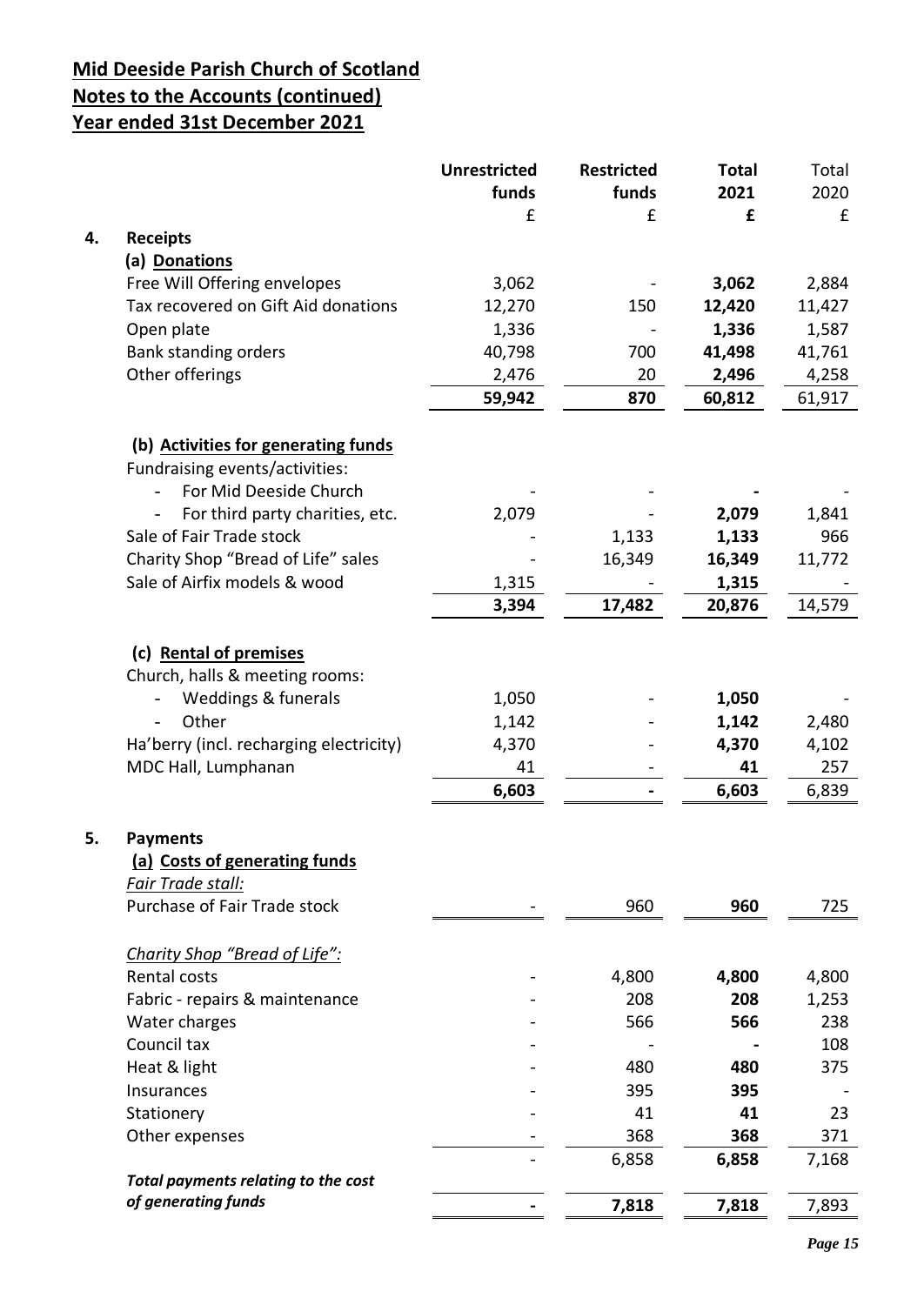# Mid Deeside Parish Church of Scotland

## Notes to the Accounts (continued)

## Year ended 31st December 2021

| | | Unrestricted funds | Restricted funds | Total 2021 | Total 2020 |
|---|---|---|---|---|---|
| | | £ | £ | £ | £ |
| **4.** | **Receipts** | | | | |
| | **(a) Donations** | | | | |
| | Free Will Offering envelopes | 3,062 | - | **3,062** | 2,884 |
| | Tax recovered on Gift Aid donations | 12,270 | 150 | **12,420** | 11,427 |
| | Open plate | 1,336 | - | **1,336** | 1,587 |
| | Bank standing orders | 40,798 | 700 | **41,498** | 41,761 |
| | Other offerings | 2,476 | 20 | **2,496** | 4,258 |
| | | **59,942** | **870** | **60,812** | 61,917 |
| | **(b) Activities for generating funds** | | | | |
| | Fundraising events/activities: | | | | |
| | - For Mid Deeside Church | - | - | **-** | - |
| | - For third party charities, etc. | 2,079 | - | **2,079** | 1,841 |
| | Sale of Fair Trade stock | - | 1,133 | **1,133** | 966 |
| | Charity Shop "Bread of Life" sales | - | 16,349 | **16,349** | 11,772 |
| | Sale of Airfix models & wood | 1,315 | - | **1,315** | - |
| | | **3,394** | **17,482** | **20,876** | 14,579 |
| | **(c) Rental of premises** | | | | |
| | Church, halls & meeting rooms: | | | | |
| | - Weddings & funerals | 1,050 | - | **1,050** | - |
| | - Other | 1,142 | - | **1,142** | 2,480 |
| | Ha'berry (incl. recharging electricity) | 4,370 | - | **4,370** | 4,102 |
| | MDC Hall, Lumphanan | 41 | - | **41** | 257 |
| | | **6,603** | **-** | **6,603** | 6,839 |
| **5.** | **Payments** | | | | |
| | **(a) Costs of generating funds** | | | | |
| | *Fair Trade stall:* | | | | |
| | Purchase of Fair Trade stock | - | 960 | **960** | 725 |
| | *Charity Shop "Bread of Life":* | | | | |
| | Rental costs | - | 4,800 | **4,800** | 4,800 |
| | Fabric - repairs & maintenance | - | 208 | **208** | 1,253 |
| | Water charges | - | 566 | **566** | 238 |
| | Council tax | - | - | **-** | 108 |
| | Heat & light | - | 480 | **480** | 375 |
| | Insurances | - | 395 | **395** | - |
| | Stationery | - | 41 | **41** | 23 |
| | Other expenses | - | 368 | **368** | 371 |
| | | - | 6,858 | **6,858** | 7,168 |
| | ***Total payments relating to the cost of generating funds*** | **-** | **7,818** | **7,818** | 7,893 |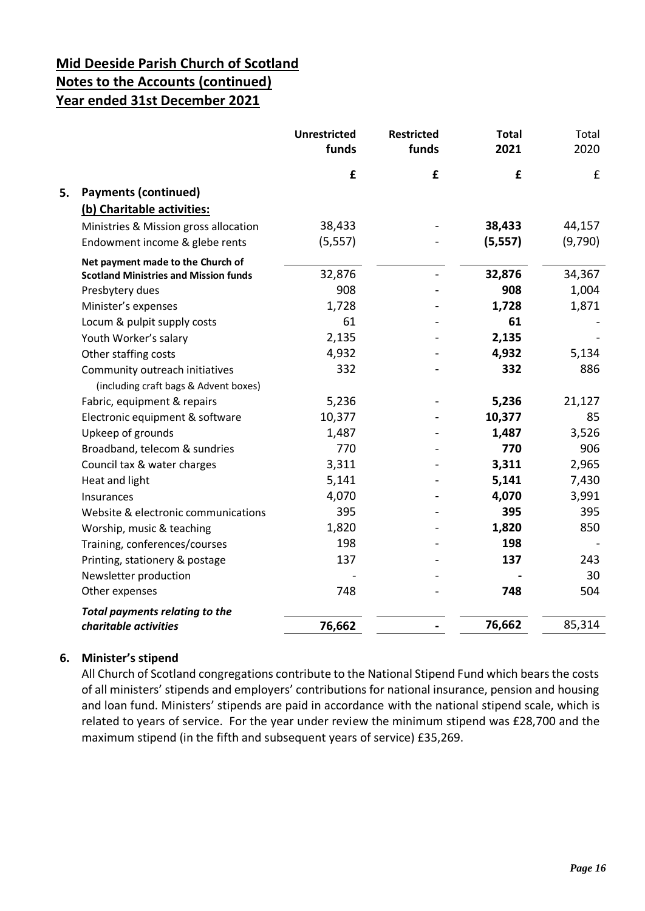# Mid Deeside Parish Church of Scotland
## Notes to the Accounts (continued)
## Year ended 31st December 2021

| | Unrestricted funds | Restricted funds | Total 2021 | Total 2020 |
|---|---|---|---|---|
| | £ | £ | £ | £ |
| **5. Payments (continued)** | | | | |
| **(b) Charitable activities:** | | | | |
| Ministries & Mission gross allocation | 38,433 | - | **38,433** | 44,157 |
| Endowment income & glebe rents | (5,557) | - | **(5,557)** | (9,790) |
| **Net payment made to the Church of Scotland Ministries and Mission funds** | 32,876 | - | **32,876** | 34,367 |
| Presbytery dues | 908 | - | **908** | 1,004 |
| Minister's expenses | 1,728 | - | **1,728** | 1,871 |
| Locum & pulpit supply costs | 61 | - | **61** | - |
| Youth Worker's salary | 2,135 | - | **2,135** | - |
| Other staffing costs | 4,932 | - | **4,932** | 5,134 |
| Community outreach initiatives (including craft bags & Advent boxes) | 332 | - | **332** | 886 |
| Fabric, equipment & repairs | 5,236 | - | **5,236** | 21,127 |
| Electronic equipment & software | 10,377 | - | **10,377** | 85 |
| Upkeep of grounds | 1,487 | - | **1,487** | 3,526 |
| Broadband, telecom & sundries | 770 | - | **770** | 906 |
| Council tax & water charges | 3,311 | - | **3,311** | 2,965 |
| Heat and light | 5,141 | - | **5,141** | 7,430 |
| Insurances | 4,070 | - | **4,070** | 3,991 |
| Website & electronic communications | 395 | - | **395** | 395 |
| Worship, music & teaching | 1,820 | - | **1,820** | 850 |
| Training, conferences/courses | 198 | - | **198** | - |
| Printing, stationery & postage | 137 | - | **137** | 243 |
| Newsletter production | - | - | **-** | 30 |
| Other expenses | 748 | - | **748** | 504 |
| ***Total payments relating to the charitable activities*** | **76,662** | **-** | **76,662** | 85,314 |

**6. Minister's stipend**

All Church of Scotland congregations contribute to the National Stipend Fund which bears the costs of all ministers' stipends and employers' contributions for national insurance, pension and housing and loan fund. Ministers' stipends are paid in accordance with the national stipend scale, which is related to years of service. For the year under review the minimum stipend was £28,700 and the maximum stipend (in the fifth and subsequent years of service) £35,269.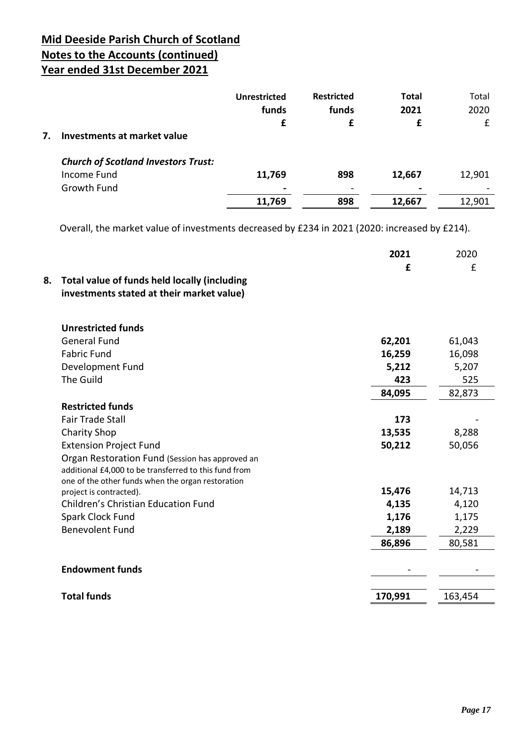# Mid Deeside Parish Church of Scotland
## Notes to the Accounts (continued)
## Year ended 31st December 2021

| | Unrestricted funds | Restricted funds | Total 2021 | Total 2020 |
|---|---|---|---|---|
| | £ | £ | £ | £ |
| **7. Investments at market value** | | | | |
| ***Church of Scotland Investors Trust:*** | | | | |
| Income Fund | **11,769** | **898** | **12,667** | 12,901 |
| Growth Fund | **-** | - | **-** | - |
| | **11,769** | **898** | **12,667** | 12,901 |

Overall, the market value of investments decreased by £234 in 2021 (2020: increased by £214).

| | 2021 | 2020 |
|---|---|---|
| | £ | £ |
| **8. Total value of funds held locally (including investments stated at their market value)** | | |
| **Unrestricted funds** | | |
| General Fund | **62,201** | 61,043 |
| Fabric Fund | **16,259** | 16,098 |
| Development Fund | **5,212** | 5,207 |
| The Guild | **423** | 525 |
| | **84,095** | 82,873 |
| **Restricted funds** | | |
| Fair Trade Stall | **173** | - |
| Charity Shop | **13,535** | 8,288 |
| Extension Project Fund | **50,212** | 50,056 |
| Organ Restoration Fund (Session has approved an additional £4,000 to be transferred to this fund from one of the other funds when the organ restoration project is contracted). | **15,476** | 14,713 |
| Children's Christian Education Fund | **4,135** | 4,120 |
| Spark Clock Fund | **1,176** | 1,175 |
| Benevolent Fund | **2,189** | 2,229 |
| | **86,896** | 80,581 |
| **Endowment funds** | - | - |
| **Total funds** | **170,991** | 163,454 |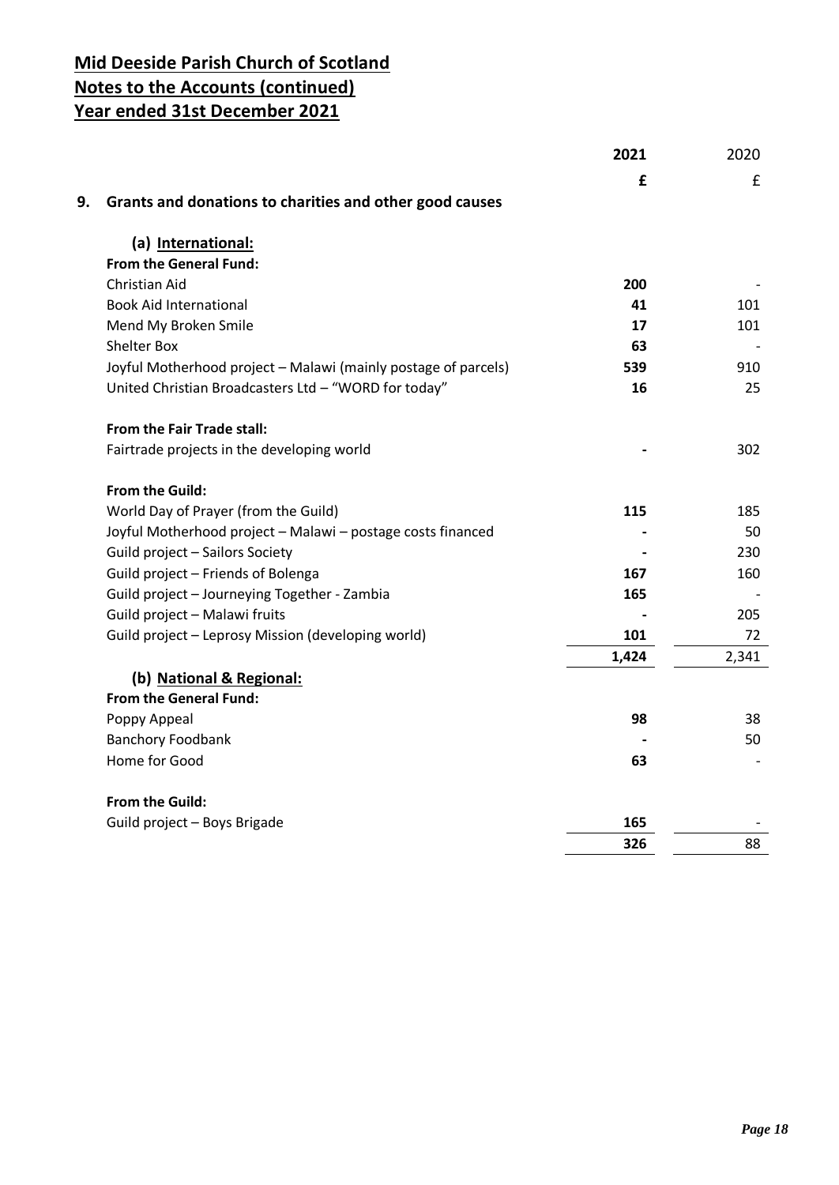# Mid Deeside Parish Church of Scotland
## Notes to the Accounts (continued)
## Year ended 31st December 2021

| | 2021 | 2020 |
|---|---|---|
| | **£** | £ |
| **9. Grants and donations to charities and other good causes** | | |
| **(a) International:** | | |
| **From the General Fund:** | | |
| Christian Aid | **200** | - |
| Book Aid International | **41** | 101 |
| Mend My Broken Smile | **17** | 101 |
| Shelter Box | **63** | - |
| Joyful Motherhood project – Malawi (mainly postage of parcels) | **539** | 910 |
| United Christian Broadcasters Ltd – "WORD for today" | **16** | 25 |
| **From the Fair Trade stall:** | | |
| Fairtrade projects in the developing world | **-** | 302 |
| **From the Guild:** | | |
| World Day of Prayer (from the Guild) | **115** | 185 |
| Joyful Motherhood project – Malawi – postage costs financed | **-** | 50 |
| Guild project – Sailors Society | **-** | 230 |
| Guild project – Friends of Bolenga | **167** | 160 |
| Guild project – Journeying Together - Zambia | **165** | - |
| Guild project – Malawi fruits | **-** | 205 |
| Guild project – Leprosy Mission (developing world) | **101** | 72 |
| | **1,424** | 2,341 |
| **(b) National & Regional:** | | |
| **From the General Fund:** | | |
| Poppy Appeal | **98** | 38 |
| Banchory Foodbank | **-** | 50 |
| Home for Good | **63** | - |
| **From the Guild:** | | |
| Guild project – Boys Brigade | **165** | - |
| | **326** | 88 |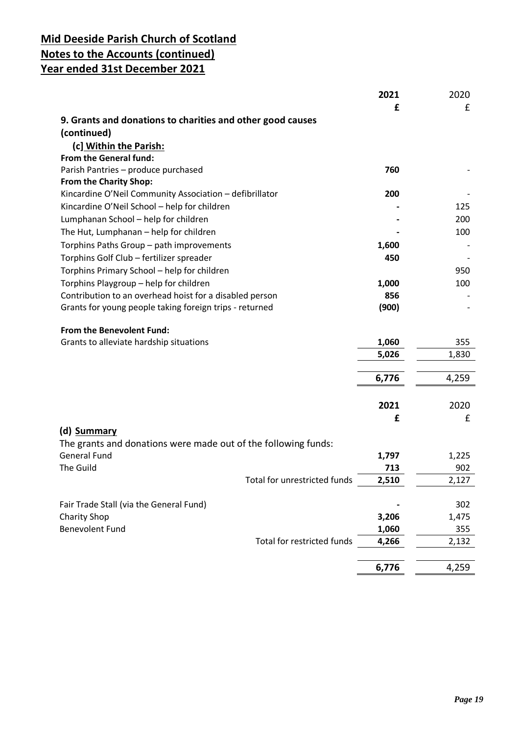# Mid Deeside Parish Church of Scotland
## Notes to the Accounts (continued)
## Year ended 31st December 2021

| | 2021 | 2020 |
|---|---|---|
| | £ | £ |
| **9. Grants and donations to charities and other good causes (continued)** | | |
| **(c] Within the Parish:** | | |
| **From the General fund:** | | |
| Parish Pantries – produce purchased | **760** | - |
| **From the Charity Shop:** | | |
| Kincardine O'Neil Community Association – defibrillator | **200** | - |
| Kincardine O'Neil School – help for children | **-** | 125 |
| Lumphanan School – help for children | **-** | 200 |
| The Hut, Lumphanan – help for children | **-** | 100 |
| Torphins Paths Group – path improvements | **1,600** | - |
| Torphins Golf Club – fertilizer spreader | **450** | - |
| Torphins Primary School – help for children | | 950 |
| Torphins Playgroup – help for children | **1,000** | 100 |
| Contribution to an overhead hoist for a disabled person | **856** | - |
| Grants for young people taking foreign trips - returned | **(900)** | - |
| **From the Benevolent Fund:** | | |
| Grants to alleviate hardship situations | **1,060** | 355 |
| | **5,026** | 1,830 |
| | **6,776** | 4,259 |

| | 2021 | 2020 |
|---|---|---|
| | £ | £ |
| **(d) Summary** | | |
| The grants and donations were made out of the following funds: | | |
| General Fund | **1,797** | 1,225 |
| The Guild | **713** | 902 |
| Total for unrestricted funds | **2,510** | 2,127 |
| Fair Trade Stall (via the General Fund) | **-** | 302 |
| Charity Shop | **3,206** | 1,475 |
| Benevolent Fund | **1,060** | 355 |
| Total for restricted funds | **4,266** | 2,132 |
| | **6,776** | 4,259 |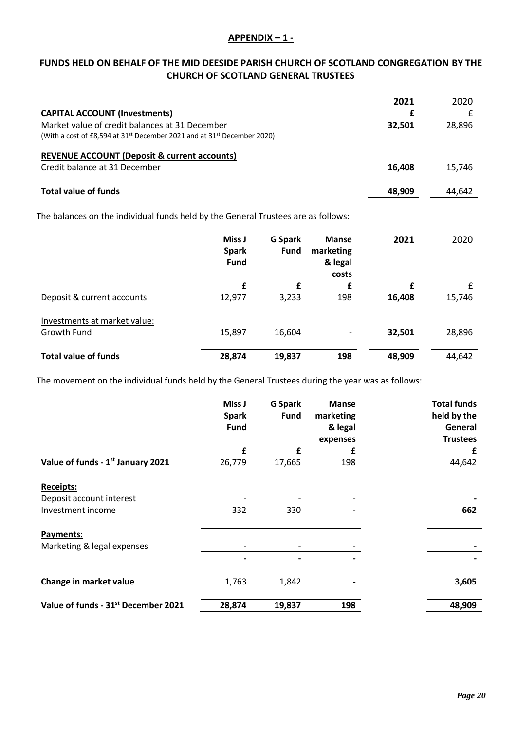## APPENDIX – 1 -

## FUNDS HELD ON BEHALF OF THE MID DEESIDE PARISH CHURCH OF SCOTLAND CONGREGATION BY THE CHURCH OF SCOTLAND GENERAL TRUSTEES

| | 2021 | 2020 |
|---|---|---|
| **CAPITAL ACCOUNT (Investments)** | **£** | £ |
| Market value of credit balances at 31 December<br>(With a cost of £8,594 at 31st December 2021 and at 31st December 2020) | **32,501** | 28,896 |
| **REVENUE ACCOUNT (Deposit & current accounts)** | | |
| Credit balance at 31 December | **16,408** | 15,746 |
| **Total value of funds** | **48,909** | 44,642 |

The balances on the individual funds held by the General Trustees are as follows:

| | Miss J Spark Fund | G Spark Fund | Manse marketing & legal costs | 2021 | 2020 |
|---|---|---|---|---|---|
| | £ | £ | £ | £ | £ |
| Deposit & current accounts | 12,977 | 3,233 | 198 | **16,408** | 15,746 |
| Investments at market value: | | | | | |
| Growth Fund | 15,897 | 16,604 | - | **32,501** | 28,896 |
| **Total value of funds** | **28,874** | **19,837** | **198** | **48,909** | 44,642 |

The movement on the individual funds held by the General Trustees during the year was as follows:

| | Miss J Spark Fund | G Spark Fund | Manse marketing & legal expenses | Total funds held by the General Trustees |
|---|---|---|---|---|
| | £ | £ | £ | £ |
| **Value of funds - 1st January 2021** | 26,779 | 17,665 | 198 | 44,642 |
| **Receipts:** | | | | |
| Deposit account interest | - | - | - | **-** |
| Investment income | 332 | 330 | - | **662** |
| **Payments:** | | | | |
| Marketing & legal expenses | - | - | - | **-** |
| | **-** | **-** | **-** | **-** |
| **Change in market value** | 1,763 | 1,842 | **-** | **3,605** |
| **Value of funds - 31st December 2021** | **28,874** | **19,837** | **198** | **48,909** |